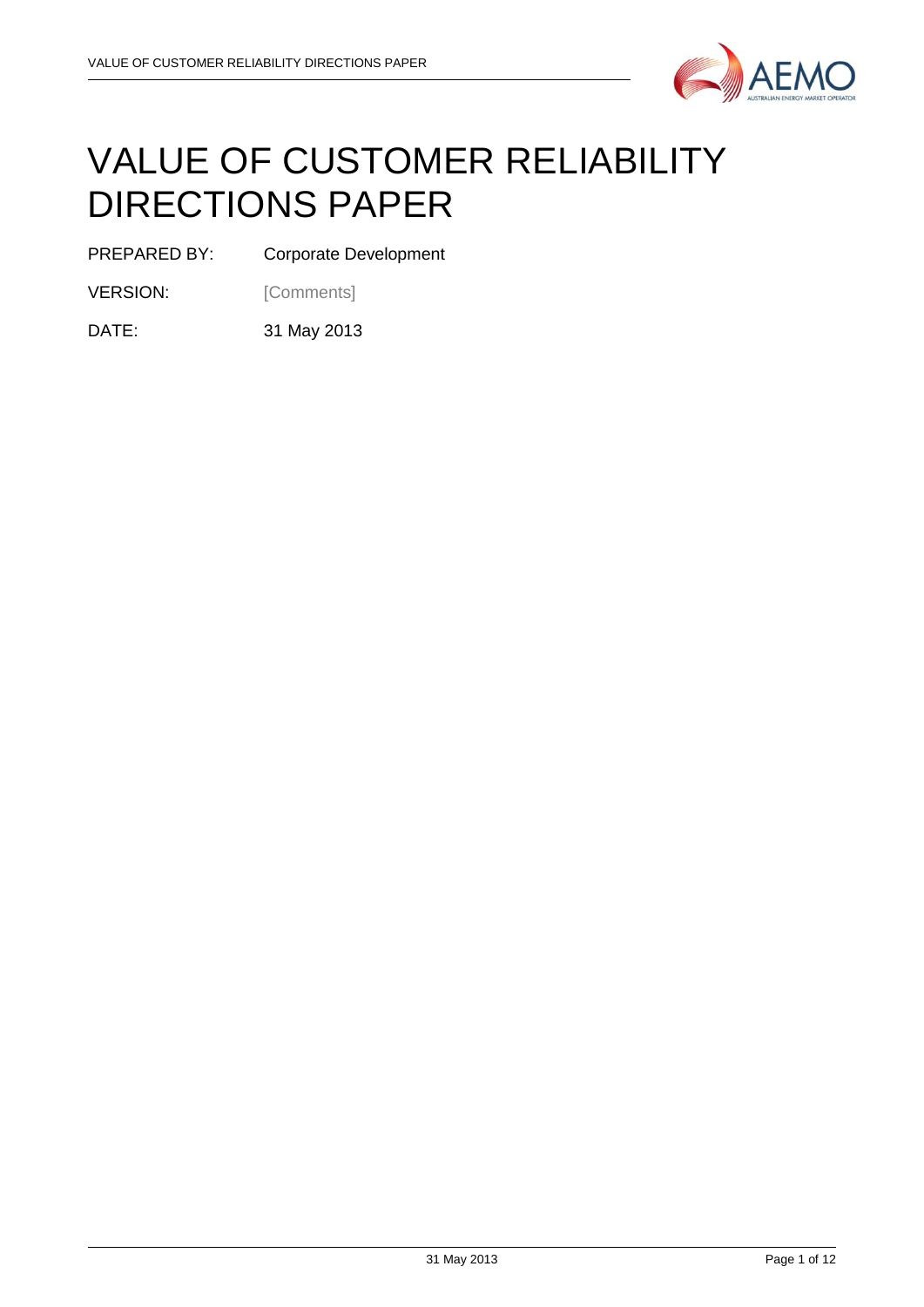# VALUE OF CUSTOMER RELIABILITY DIRECTIONS PAPER

PREPARED BY: Corporate Development

VERSION: [Comments]

DATE: 31 May 2013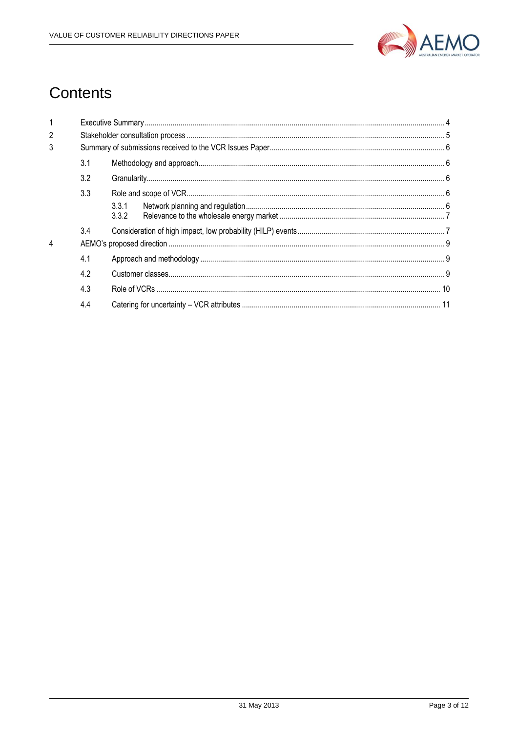# Contents

1 Executive Summary ..... 4

2 Stakeholder consultation process ..... 5

3 Summary of submissions received to the VCR Issues Paper ..... 6

- 3.1 Methodology and approach ..... 6
- 3.2 Granularity ..... 6
- 3.3 Role and scope of VCR ..... 6
  - 3.3.1 Network planning and regulation ..... 6
  - 3.3.2 Relevance to the wholesale energy market ..... 7
- 3.4 Consideration of high impact, low probability (HILP) events ..... 7

4 AEMO's proposed direction ..... 9

- 4.1 Approach and methodology ..... 9
- 4.2 Customer classes ..... 9
- 4.3 Role of VCRs ..... 10
- 4.4 Catering for uncertainty – VCR attributes ..... 11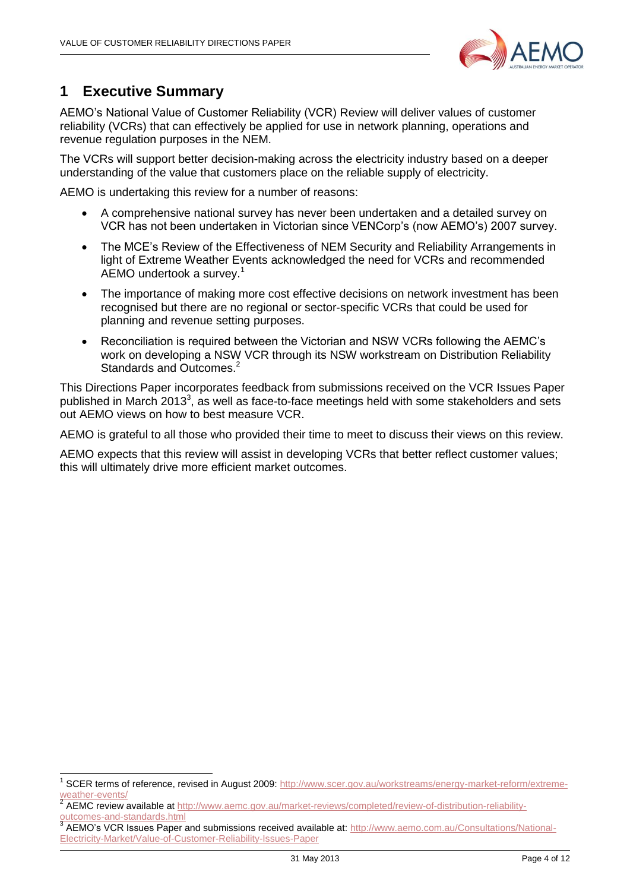# 1 Executive Summary

AEMO's National Value of Customer Reliability (VCR) Review will deliver values of customer reliability (VCRs) that can effectively be applied for use in network planning, operations and revenue regulation purposes in the NEM.

The VCRs will support better decision-making across the electricity industry based on a deeper understanding of the value that customers place on the reliable supply of electricity.

AEMO is undertaking this review for a number of reasons:

- A comprehensive national survey has never been undertaken and a detailed survey on VCR has not been undertaken in Victorian since VENCorp's (now AEMO's) 2007 survey.
- The MCE's Review of the Effectiveness of NEM Security and Reliability Arrangements in light of Extreme Weather Events acknowledged the need for VCRs and recommended AEMO undertook a survey.[1]
- The importance of making more cost effective decisions on network investment has been recognised but there are no regional or sector-specific VCRs that could be used for planning and revenue setting purposes.
- Reconciliation is required between the Victorian and NSW VCRs following the AEMC's work on developing a NSW VCR through its NSW workstream on Distribution Reliability Standards and Outcomes.[2]

This Directions Paper incorporates feedback from submissions received on the VCR Issues Paper published in March 2013[3], as well as face-to-face meetings held with some stakeholders and sets out AEMO views on how to best measure VCR.

AEMO is grateful to all those who provided their time to meet to discuss their views on this review.

AEMO expects that this review will assist in developing VCRs that better reflect customer values; this will ultimately drive more efficient market outcomes.

---

[1] SCER terms of reference, revised in August 2009: http://www.scer.gov.au/workstreams/energy-market-reform/extreme-weather-events/

[2] AEMC review available at http://www.aemc.gov.au/market-reviews/completed/review-of-distribution-reliability-outcomes-and-standards.html

[3] AEMO's VCR Issues Paper and submissions received available at: http://www.aemo.com.au/Consultations/National-Electricity-Market/Value-of-Customer-Reliability-Issues-Paper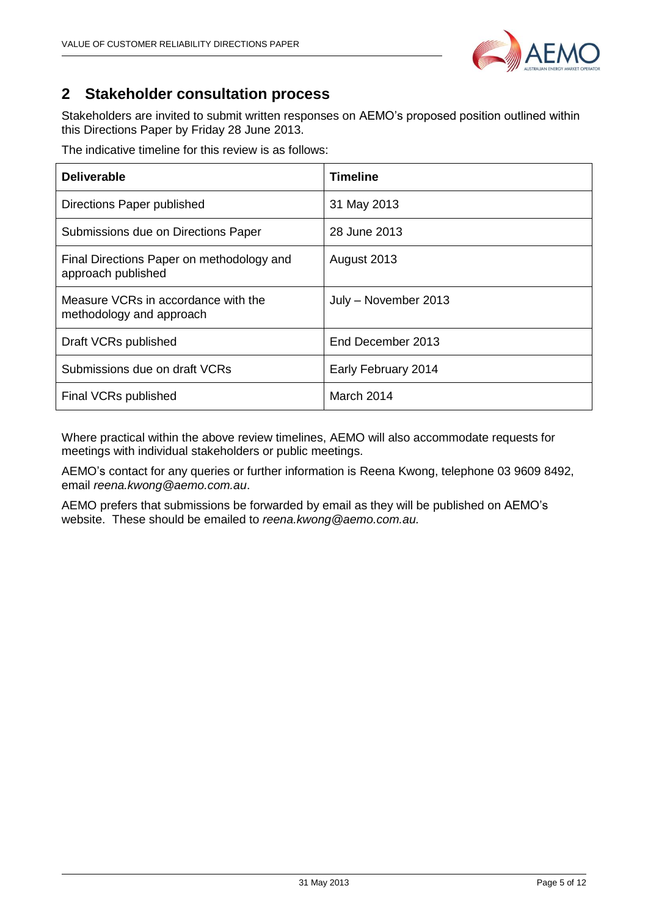## 2 Stakeholder consultation process

Stakeholders are invited to submit written responses on AEMO's proposed position outlined within this Directions Paper by Friday 28 June 2013.

The indicative timeline for this review is as follows:

| Deliverable | Timeline |
|---|---|
| Directions Paper published | 31 May 2013 |
| Submissions due on Directions Paper | 28 June 2013 |
| Final Directions Paper on methodology and approach published | August 2013 |
| Measure VCRs in accordance with the methodology and approach | July – November 2013 |
| Draft VCRs published | End December 2013 |
| Submissions due on draft VCRs | Early February 2014 |
| Final VCRs published | March 2014 |

Where practical within the above review timelines, AEMO will also accommodate requests for meetings with individual stakeholders or public meetings.

AEMO's contact for any queries or further information is Reena Kwong, telephone 03 9609 8492, email *reena.kwong@aemo.com.au*.

AEMO prefers that submissions be forwarded by email as they will be published on AEMO's website. These should be emailed to *reena.kwong@aemo.com.au.*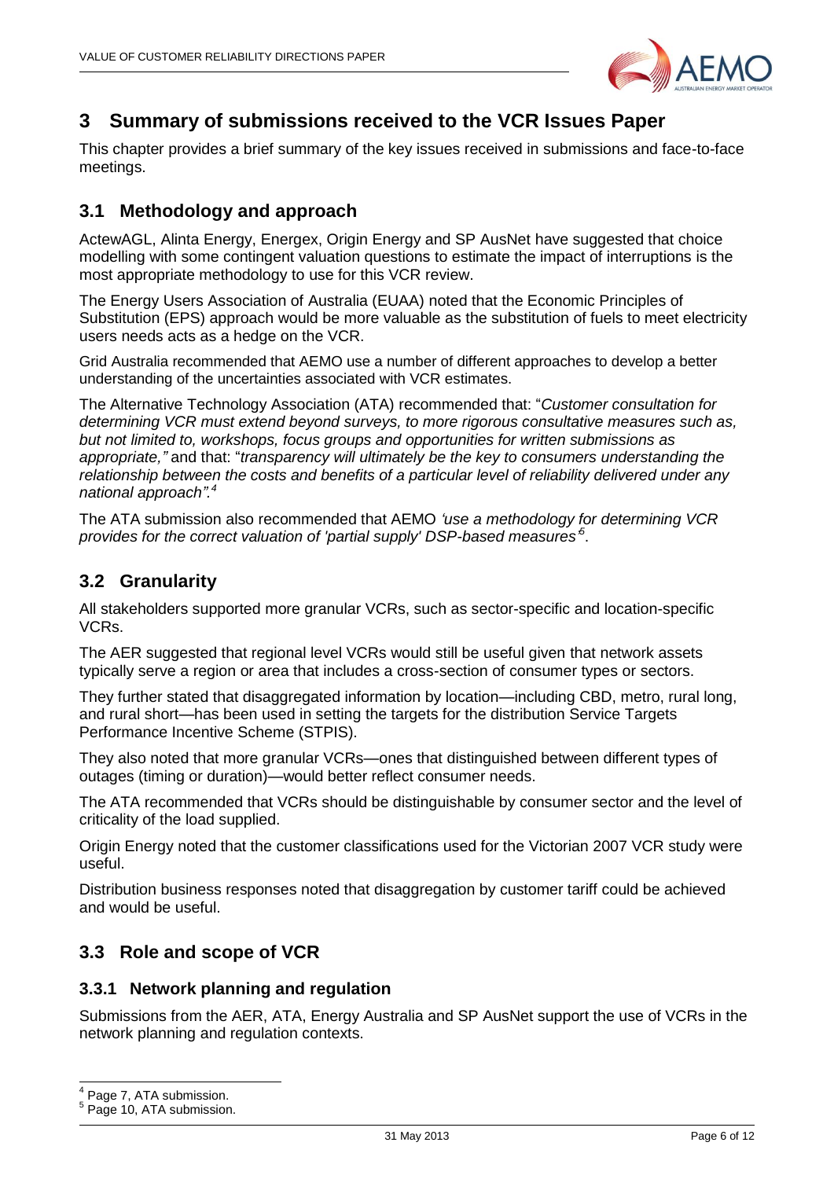# 3 Summary of submissions received to the VCR Issues Paper

This chapter provides a brief summary of the key issues received in submissions and face-to-face meetings.

## 3.1 Methodology and approach

ActewAGL, Alinta Energy, Energex, Origin Energy and SP AusNet have suggested that choice modelling with some contingent valuation questions to estimate the impact of interruptions is the most appropriate methodology to use for this VCR review.

The Energy Users Association of Australia (EUAA) noted that the Economic Principles of Substitution (EPS) approach would be more valuable as the substitution of fuels to meet electricity users needs acts as a hedge on the VCR.

Grid Australia recommended that AEMO use a number of different approaches to develop a better understanding of the uncertainties associated with VCR estimates.

The Alternative Technology Association (ATA) recommended that: "*Customer consultation for determining VCR must extend beyond surveys, to more rigorous consultative measures such as, but not limited to, workshops, focus groups and opportunities for written submissions as appropriate,"* and that: "*transparency will ultimately be the key to consumers understanding the relationship between the costs and benefits of a particular level of reliability delivered under any national approach".*[4]

The ATA submission also recommended that AEMO *'use a methodology for determining VCR provides for the correct valuation of 'partial supply' DSP-based measures'*[5].

## 3.2 Granularity

All stakeholders supported more granular VCRs, such as sector-specific and location-specific VCRs.

The AER suggested that regional level VCRs would still be useful given that network assets typically serve a region or area that includes a cross-section of consumer types or sectors.

They further stated that disaggregated information by location—including CBD, metro, rural long, and rural short—has been used in setting the targets for the distribution Service Targets Performance Incentive Scheme (STPIS).

They also noted that more granular VCRs—ones that distinguished between different types of outages (timing or duration)—would better reflect consumer needs.

The ATA recommended that VCRs should be distinguishable by consumer sector and the level of criticality of the load supplied.

Origin Energy noted that the customer classifications used for the Victorian 2007 VCR study were useful.

Distribution business responses noted that disaggregation by customer tariff could be achieved and would be useful.

## 3.3 Role and scope of VCR

### 3.3.1 Network planning and regulation

Submissions from the AER, ATA, Energy Australia and SP AusNet support the use of VCRs in the network planning and regulation contexts.

---

[4] Page 7, ATA submission.

[5] Page 10, ATA submission.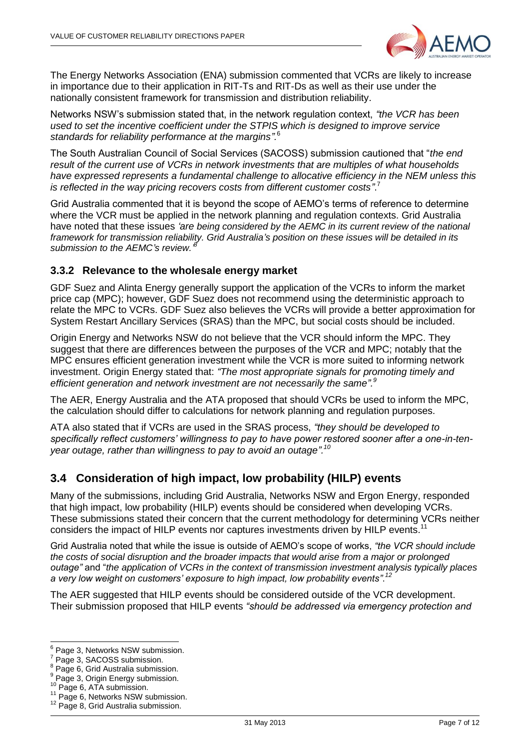The Energy Networks Association (ENA) submission commented that VCRs are likely to increase in importance due to their application in RIT-Ts and RIT-Ds as well as their use under the nationally consistent framework for transmission and distribution reliability.

Networks NSW's submission stated that, in the network regulation context, *"the VCR has been used to set the incentive coefficient under the STPIS which is designed to improve service standards for reliability performance at the margins".*[6]

The South Australian Council of Social Services (SACOSS) submission cautioned that "*the end result of the current use of VCRs in network investments that are multiples of what households have expressed represents a fundamental challenge to allocative efficiency in the NEM unless this is reflected in the way pricing recovers costs from different customer costs"*.[7]

Grid Australia commented that it is beyond the scope of AEMO's terms of reference to determine where the VCR must be applied in the network planning and regulation contexts. Grid Australia have noted that these issues *'are being considered by the AEMC in its current review of the national framework for transmission reliability. Grid Australia's position on these issues will be detailed in its submission to the AEMC's review.'*[8]

### 3.3.2 Relevance to the wholesale energy market

GDF Suez and Alinta Energy generally support the application of the VCRs to inform the market price cap (MPC); however, GDF Suez does not recommend using the deterministic approach to relate the MPC to VCRs. GDF Suez also believes the VCRs will provide a better approximation for System Restart Ancillary Services (SRAS) than the MPC, but social costs should be included.

Origin Energy and Networks NSW do not believe that the VCR should inform the MPC. They suggest that there are differences between the purposes of the VCR and MPC; notably that the MPC ensures efficient generation investment while the VCR is more suited to informing network investment. Origin Energy stated that: *"The most appropriate signals for promoting timely and efficient generation and network investment are not necessarily the same".*[9]

The AER, Energy Australia and the ATA proposed that should VCRs be used to inform the MPC, the calculation should differ to calculations for network planning and regulation purposes.

ATA also stated that if VCRs are used in the SRAS process, *"they should be developed to specifically reflect customers' willingness to pay to have power restored sooner after a one-in-ten-year outage, rather than willingness to pay to avoid an outage".*[10]

## 3.4 Consideration of high impact, low probability (HILP) events

Many of the submissions, including Grid Australia, Networks NSW and Ergon Energy, responded that high impact, low probability (HILP) events should be considered when developing VCRs. These submissions stated their concern that the current methodology for determining VCRs neither considers the impact of HILP events nor captures investments driven by HILP events.[11]

Grid Australia noted that while the issue is outside of AEMO's scope of works, *"the VCR should include the costs of social disruption and the broader impacts that would arise from a major or prolonged outage"* and "*the application of VCRs in the context of transmission investment analysis typically places a very low weight on customers' exposure to high impact, low probability events".*[12]

The AER suggested that HILP events should be considered outside of the VCR development. Their submission proposed that HILP events *"should be addressed via emergency protection and*

---

[6] Page 3, Networks NSW submission.
[7] Page 3, SACOSS submission.
[8] Page 6, Grid Australia submission.
[9] Page 3, Origin Energy submission.
[10] Page 6, ATA submission.
[11] Page 6, Networks NSW submission.
[12] Page 8, Grid Australia submission.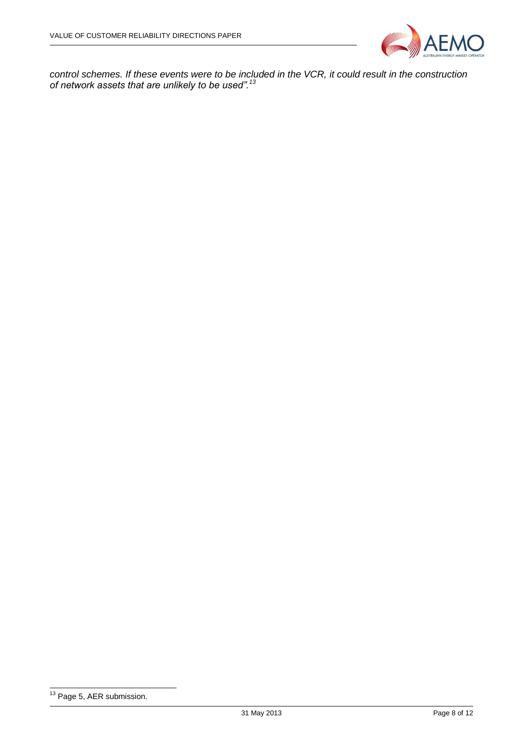*control schemes. If these events were to be included in the VCR, it could result in the construction of network assets that are unlikely to be used".*[13]

[13] Page 5, AER submission.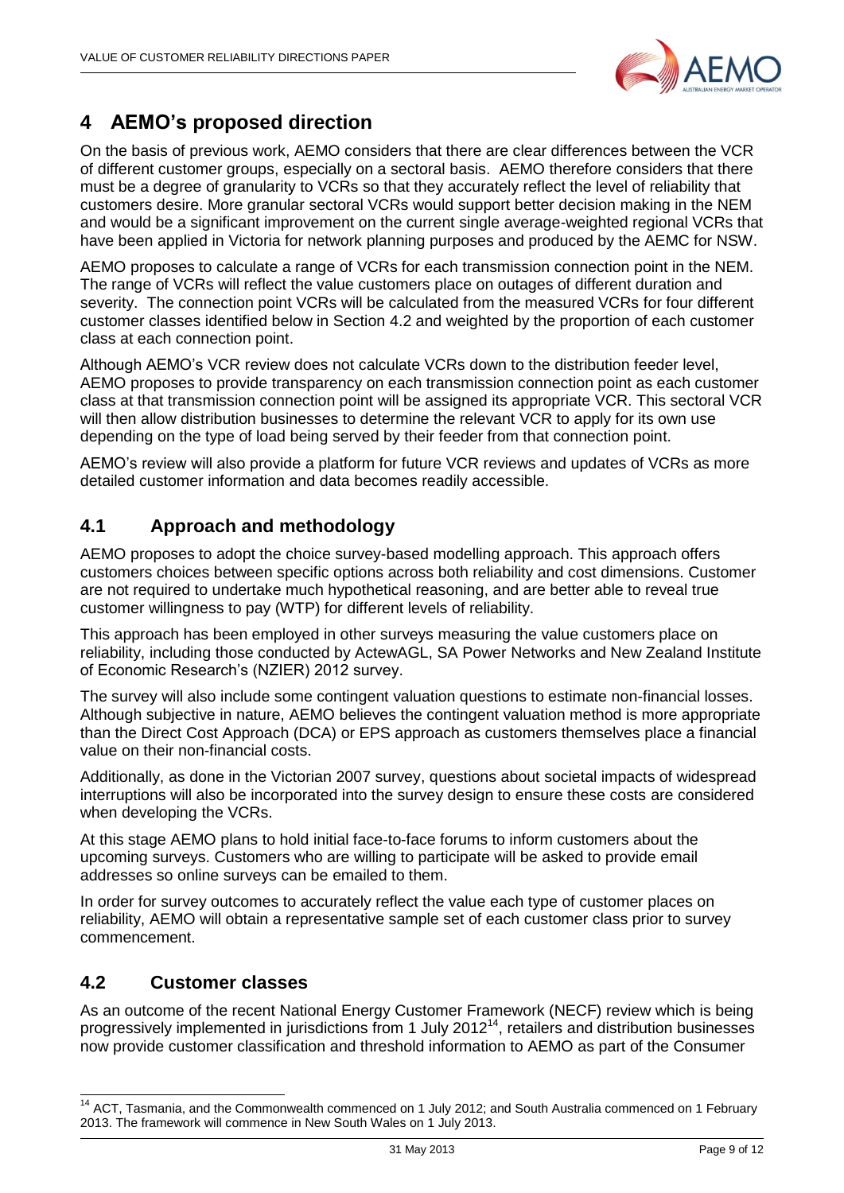# 4 AEMO's proposed direction

On the basis of previous work, AEMO considers that there are clear differences between the VCR of different customer groups, especially on a sectoral basis. AEMO therefore considers that there must be a degree of granularity to VCRs so that they accurately reflect the level of reliability that customers desire. More granular sectoral VCRs would support better decision making in the NEM and would be a significant improvement on the current single average-weighted regional VCRs that have been applied in Victoria for network planning purposes and produced by the AEMC for NSW.

AEMO proposes to calculate a range of VCRs for each transmission connection point in the NEM. The range of VCRs will reflect the value customers place on outages of different duration and severity. The connection point VCRs will be calculated from the measured VCRs for four different customer classes identified below in Section 4.2 and weighted by the proportion of each customer class at each connection point.

Although AEMO's VCR review does not calculate VCRs down to the distribution feeder level, AEMO proposes to provide transparency on each transmission connection point as each customer class at that transmission connection point will be assigned its appropriate VCR. This sectoral VCR will then allow distribution businesses to determine the relevant VCR to apply for its own use depending on the type of load being served by their feeder from that connection point.

AEMO's review will also provide a platform for future VCR reviews and updates of VCRs as more detailed customer information and data becomes readily accessible.

## 4.1 Approach and methodology

AEMO proposes to adopt the choice survey-based modelling approach. This approach offers customers choices between specific options across both reliability and cost dimensions. Customer are not required to undertake much hypothetical reasoning, and are better able to reveal true customer willingness to pay (WTP) for different levels of reliability.

This approach has been employed in other surveys measuring the value customers place on reliability, including those conducted by ActewAGL, SA Power Networks and New Zealand Institute of Economic Research's (NZIER) 2012 survey.

The survey will also include some contingent valuation questions to estimate non-financial losses. Although subjective in nature, AEMO believes the contingent valuation method is more appropriate than the Direct Cost Approach (DCA) or EPS approach as customers themselves place a financial value on their non-financial costs.

Additionally, as done in the Victorian 2007 survey, questions about societal impacts of widespread interruptions will also be incorporated into the survey design to ensure these costs are considered when developing the VCRs.

At this stage AEMO plans to hold initial face-to-face forums to inform customers about the upcoming surveys. Customers who are willing to participate will be asked to provide email addresses so online surveys can be emailed to them.

In order for survey outcomes to accurately reflect the value each type of customer places on reliability, AEMO will obtain a representative sample set of each customer class prior to survey commencement.

## 4.2 Customer classes

As an outcome of the recent National Energy Customer Framework (NECF) review which is being progressively implemented in jurisdictions from 1 July 2012[14], retailers and distribution businesses now provide customer classification and threshold information to AEMO as part of the Consumer

[14] ACT, Tasmania, and the Commonwealth commenced on 1 July 2012; and South Australia commenced on 1 February 2013. The framework will commence in New South Wales on 1 July 2013.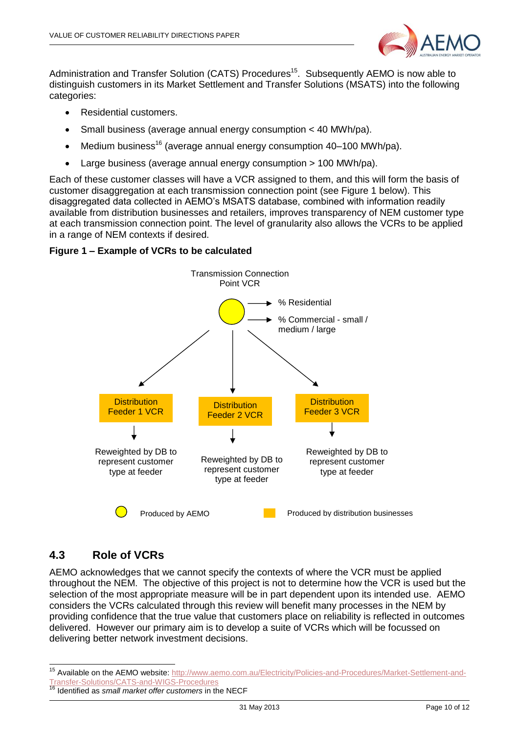Administration and Transfer Solution (CATS) Procedures[15]. Subsequently AEMO is now able to distinguish customers in its Market Settlement and Transfer Solutions (MSATS) into the following categories:

- Residential customers.
- Small business (average annual energy consumption < 40 MWh/pa).
- Medium business[16] (average annual energy consumption 40–100 MWh/pa).
- Large business (average annual energy consumption > 100 MWh/pa).

Each of these customer classes will have a VCR assigned to them, and this will form the basis of customer disaggregation at each transmission connection point (see Figure 1 below). This disaggregated data collected in AEMO's MSATS database, combined with information readily available from distribution businesses and retailers, improves transparency of NEM customer type at each transmission connection point. The level of granularity also allows the VCRs to be applied in a range of NEM contexts if desired.

**Figure 1 – Example of VCRs to be calculated**

Transmission Connection Point VCR

→ % Residential

→ % Commercial - small / medium / large

Distribution Feeder 1 VCR → Reweighted by DB to represent customer type at feeder

Distribution Feeder 2 VCR → Reweighted by DB to represent customer type at feeder

Distribution Feeder 3 VCR → Reweighted by DB to represent customer type at feeder

Produced by AEMO

Produced by distribution businesses

## 4.3 Role of VCRs

AEMO acknowledges that we cannot specify the contexts of where the VCR must be applied throughout the NEM. The objective of this project is not to determine how the VCR is used but the selection of the most appropriate measure will be in part dependent upon its intended use. AEMO considers the VCRs calculated through this review will benefit many processes in the NEM by providing confidence that the true value that customers place on reliability is reflected in outcomes delivered. However our primary aim is to develop a suite of VCRs which will be focussed on delivering better network investment decisions.

---

[15] Available on the AEMO website: http://www.aemo.com.au/Electricity/Policies-and-Procedures/Market-Settlement-and-Transfer-Solutions/CATS-and-WIGS-Procedures

[16] Identified as *small market offer customers* in the NECF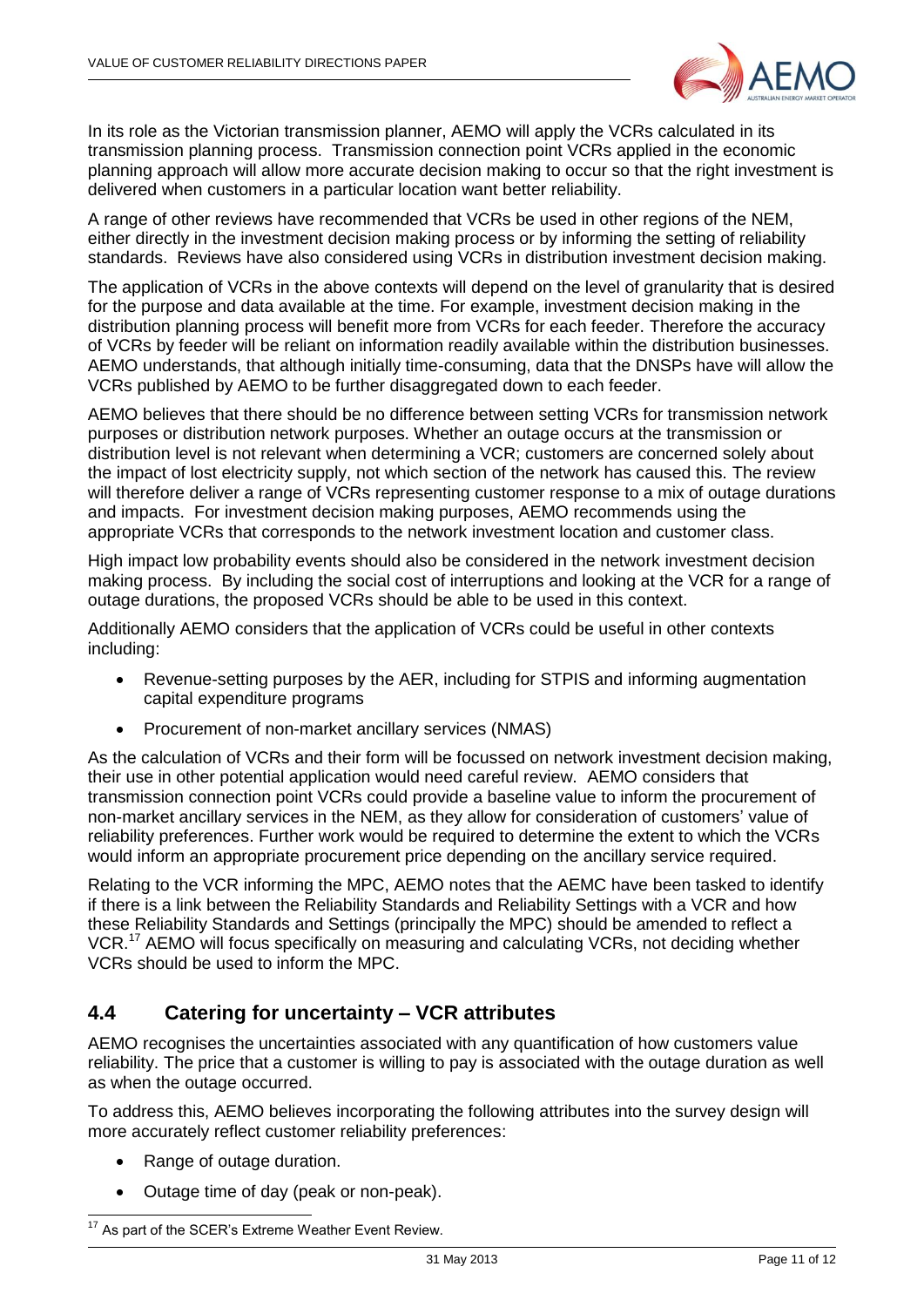In its role as the Victorian transmission planner, AEMO will apply the VCRs calculated in its transmission planning process. Transmission connection point VCRs applied in the economic planning approach will allow more accurate decision making to occur so that the right investment is delivered when customers in a particular location want better reliability.

A range of other reviews have recommended that VCRs be used in other regions of the NEM, either directly in the investment decision making process or by informing the setting of reliability standards. Reviews have also considered using VCRs in distribution investment decision making.

The application of VCRs in the above contexts will depend on the level of granularity that is desired for the purpose and data available at the time. For example, investment decision making in the distribution planning process will benefit more from VCRs for each feeder. Therefore the accuracy of VCRs by feeder will be reliant on information readily available within the distribution businesses. AEMO understands, that although initially time-consuming, data that the DNSPs have will allow the VCRs published by AEMO to be further disaggregated down to each feeder.

AEMO believes that there should be no difference between setting VCRs for transmission network purposes or distribution network purposes. Whether an outage occurs at the transmission or distribution level is not relevant when determining a VCR; customers are concerned solely about the impact of lost electricity supply, not which section of the network has caused this. The review will therefore deliver a range of VCRs representing customer response to a mix of outage durations and impacts. For investment decision making purposes, AEMO recommends using the appropriate VCRs that corresponds to the network investment location and customer class.

High impact low probability events should also be considered in the network investment decision making process. By including the social cost of interruptions and looking at the VCR for a range of outage durations, the proposed VCRs should be able to be used in this context.

Additionally AEMO considers that the application of VCRs could be useful in other contexts including:

- Revenue-setting purposes by the AER, including for STPIS and informing augmentation capital expenditure programs
- Procurement of non-market ancillary services (NMAS)

As the calculation of VCRs and their form will be focussed on network investment decision making, their use in other potential application would need careful review. AEMO considers that transmission connection point VCRs could provide a baseline value to inform the procurement of non-market ancillary services in the NEM, as they allow for consideration of customers' value of reliability preferences. Further work would be required to determine the extent to which the VCRs would inform an appropriate procurement price depending on the ancillary service required.

Relating to the VCR informing the MPC, AEMO notes that the AEMC have been tasked to identify if there is a link between the Reliability Standards and Reliability Settings with a VCR and how these Reliability Standards and Settings (principally the MPC) should be amended to reflect a VCR.[17] AEMO will focus specifically on measuring and calculating VCRs, not deciding whether VCRs should be used to inform the MPC.

## 4.4 Catering for uncertainty – VCR attributes

AEMO recognises the uncertainties associated with any quantification of how customers value reliability. The price that a customer is willing to pay is associated with the outage duration as well as when the outage occurred.

To address this, AEMO believes incorporating the following attributes into the survey design will more accurately reflect customer reliability preferences:

- Range of outage duration.
- Outage time of day (peak or non-peak).

[17] As part of the SCER's Extreme Weather Event Review.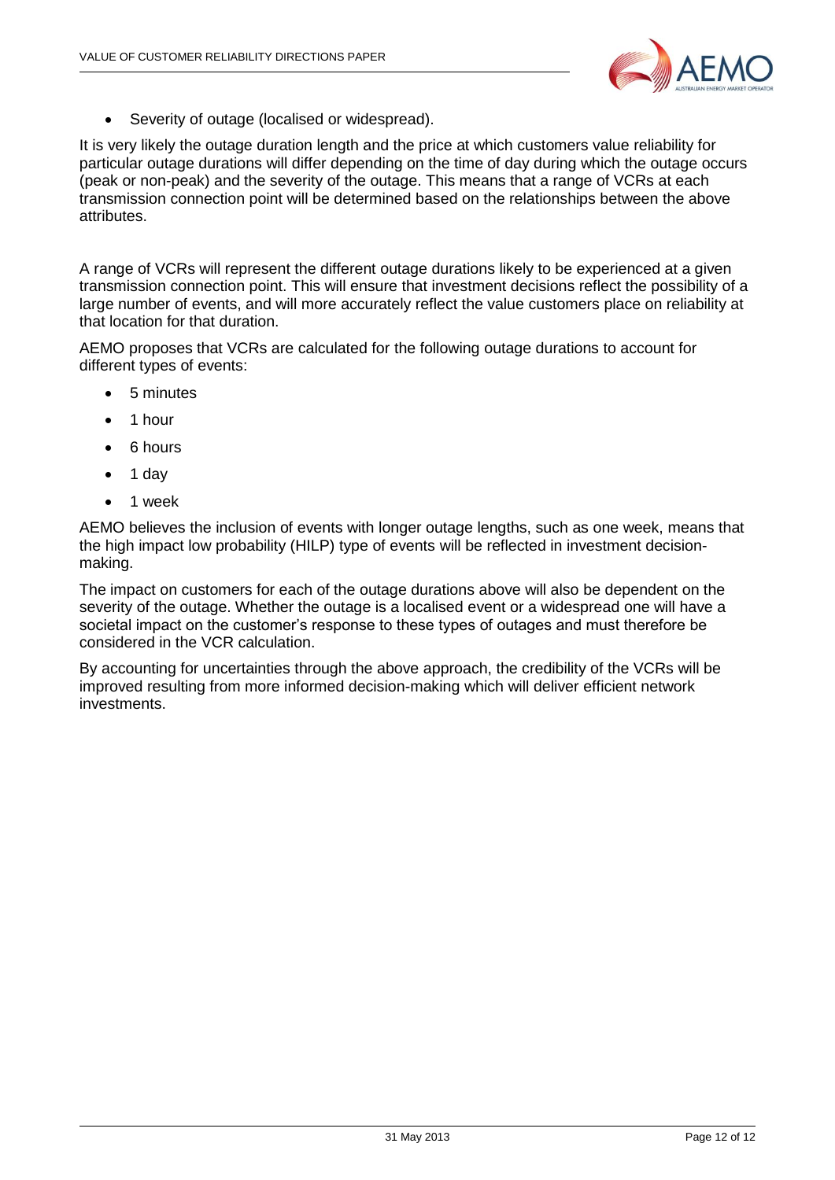- Severity of outage (localised or widespread).

It is very likely the outage duration length and the price at which customers value reliability for particular outage durations will differ depending on the time of day during which the outage occurs (peak or non-peak) and the severity of the outage. This means that a range of VCRs at each transmission connection point will be determined based on the relationships between the above attributes.

A range of VCRs will represent the different outage durations likely to be experienced at a given transmission connection point. This will ensure that investment decisions reflect the possibility of a large number of events, and will more accurately reflect the value customers place on reliability at that location for that duration.

AEMO proposes that VCRs are calculated for the following outage durations to account for different types of events:

- 5 minutes
- 1 hour
- 6 hours
- 1 day
- 1 week

AEMO believes the inclusion of events with longer outage lengths, such as one week, means that the high impact low probability (HILP) type of events will be reflected in investment decision-making.

The impact on customers for each of the outage durations above will also be dependent on the severity of the outage. Whether the outage is a localised event or a widespread one will have a societal impact on the customer's response to these types of outages and must therefore be considered in the VCR calculation.

By accounting for uncertainties through the above approach, the credibility of the VCRs will be improved resulting from more informed decision-making which will deliver efficient network investments.